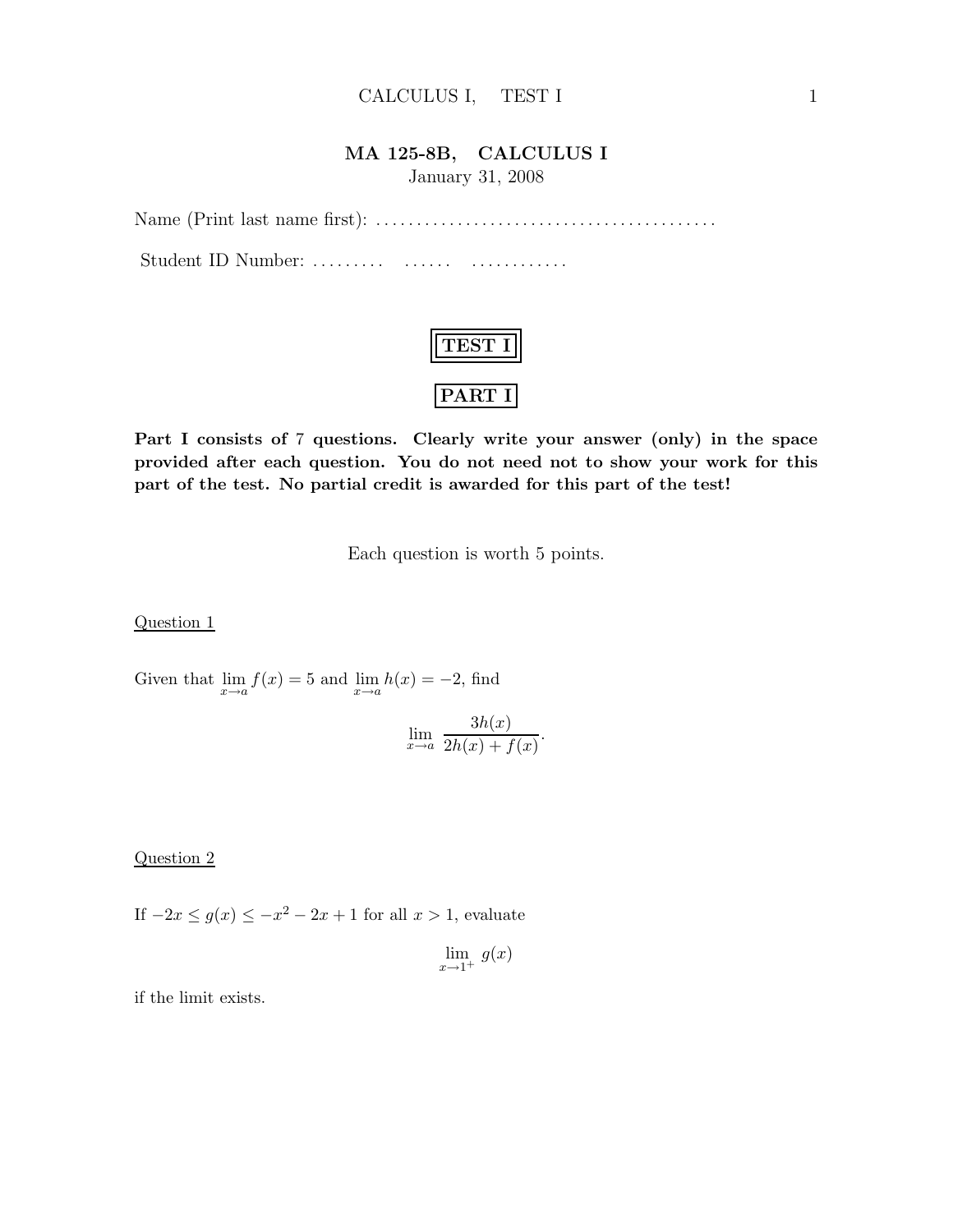# MA 125-8B, CALCULUS I

January 31, 2008

Name (Print last name first): .........................................

Student ID Number: .........  ......  ............

## TEST I

## PART I

**Part I consists of 7 questions. Clearly write your answer (only) in the space provided after each question. You do not need not to show your work for this part of the test. No partial credit is awarded for this part of the test!**

Each question is worth 5 points.

<u>Question 1</u>

Given that $\lim_{x \to a} f(x) = 5$ and $\lim_{x \to a} h(x) = -2$, find

$$\lim_{x \to a} \frac{3h(x)}{2h(x) + f(x)}.$$

<u>Question 2</u>

If $-2x \leq g(x) \leq -x^2 - 2x + 1$ for all $x > 1$, evaluate

$$\lim_{x \to 1^+} g(x)$$

if the limit exists.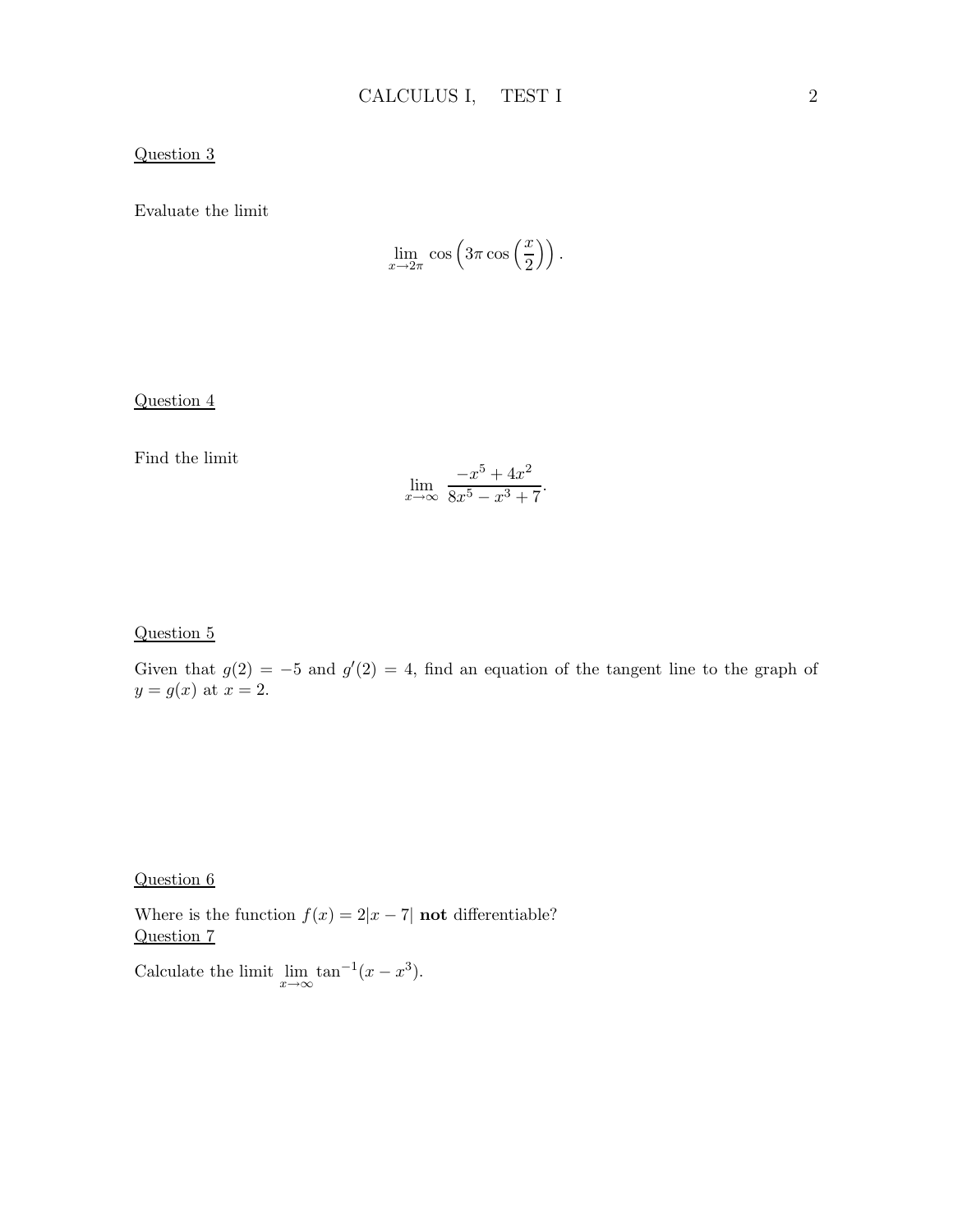Question 3

Evaluate the limit

$$\lim_{x \to 2\pi} \cos\left(3\pi \cos\left(\frac{x}{2}\right)\right).$$

Question 4

Find the limit

$$\lim_{x \to \infty} \frac{-x^5 + 4x^2}{8x^5 - x^3 + 7}.$$

Question 5

Given that $g(2) = -5$ and $g'(2) = 4$, find an equation of the tangent line to the graph of $y = g(x)$ at $x = 2$.

Question 6

Where is the function $f(x) = 2|x - 7|$ **not** differentiable?

Question 7

Calculate the limit $\lim_{x \to \infty} \tan^{-1}(x - x^3)$.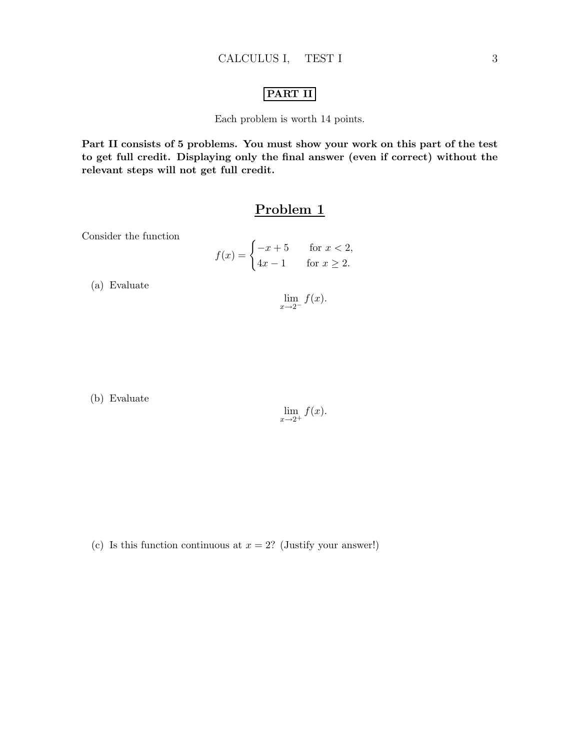**PART II**

Each problem is worth 14 points.

**Part II consists of 5 problems. You must show your work on this part of the test to get full credit. Displaying only the final answer (even if correct) without the relevant steps will not get full credit.**

## Problem 1

Consider the function

$$f(x) = \begin{cases} -x+5 & \text{for } x < 2, \\ 4x-1 & \text{for } x \geq 2. \end{cases}$$

(a) Evaluate

$$\lim_{x \to 2^-} f(x).$$

(b) Evaluate

$$\lim_{x \to 2^+} f(x).$$

(c) Is this function continuous at $x = 2$? (Justify your answer!)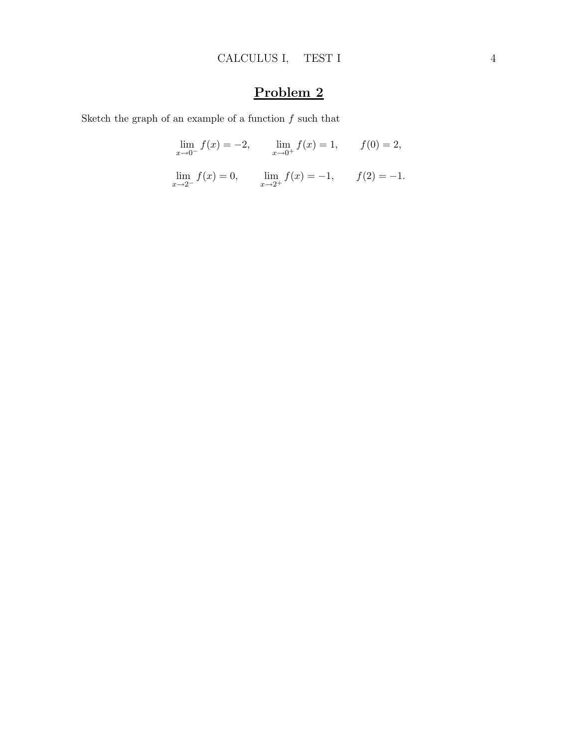## Problem 2

Sketch the graph of an example of a function $f$ such that

$$\lim_{x \to 0^-} f(x) = -2, \qquad \lim_{x \to 0^+} f(x) = 1, \qquad f(0) = 2,$$

$$\lim_{x \to 2^-} f(x) = 0, \qquad \lim_{x \to 2^+} f(x) = -1, \qquad f(2) = -1.$$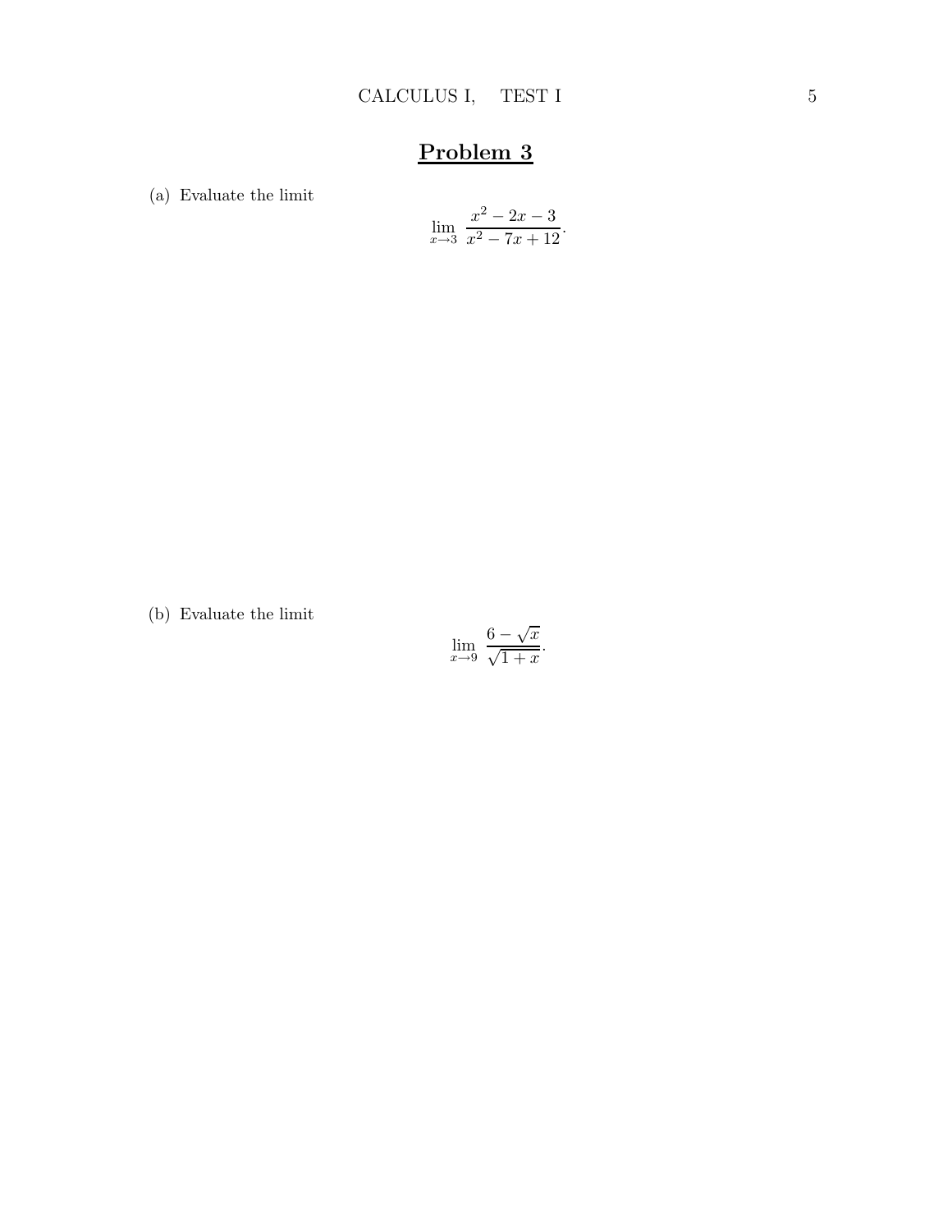# Problem 3

(a) Evaluate the limit

$$\lim_{x \to 3} \frac{x^2 - 2x - 3}{x^2 - 7x + 12}.$$

(b) Evaluate the limit

$$\lim_{x \to 9} \frac{6 - \sqrt{x}}{\sqrt{1 + x}}.$$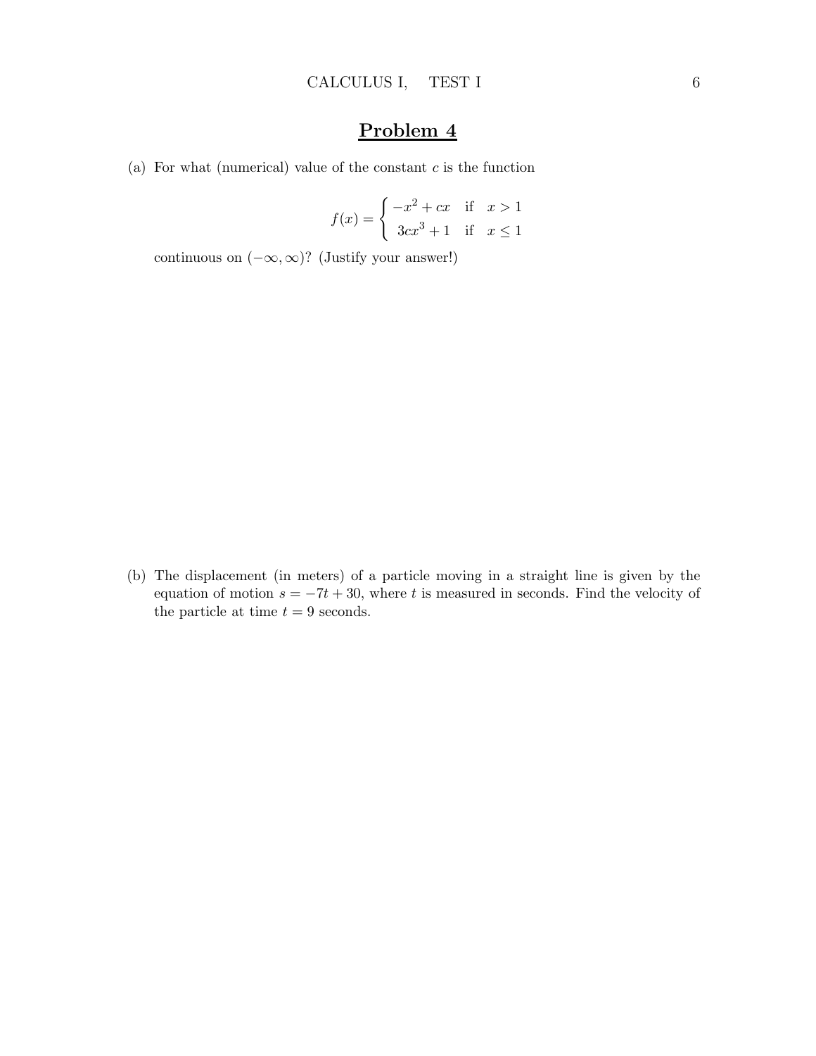## Problem 4

(a) For what (numerical) value of the constant $c$ is the function

$$f(x) = \begin{cases} -x^2 + cx & \text{if} \quad x > 1 \\ 3cx^3 + 1 & \text{if} \quad x \leq 1 \end{cases}$$

continuous on $(-\infty, \infty)$? (Justify your answer!)

(b) The displacement (in meters) of a particle moving in a straight line is given by the equation of motion $s = -7t + 30$, where $t$ is measured in seconds. Find the velocity of the particle at time $t = 9$ seconds.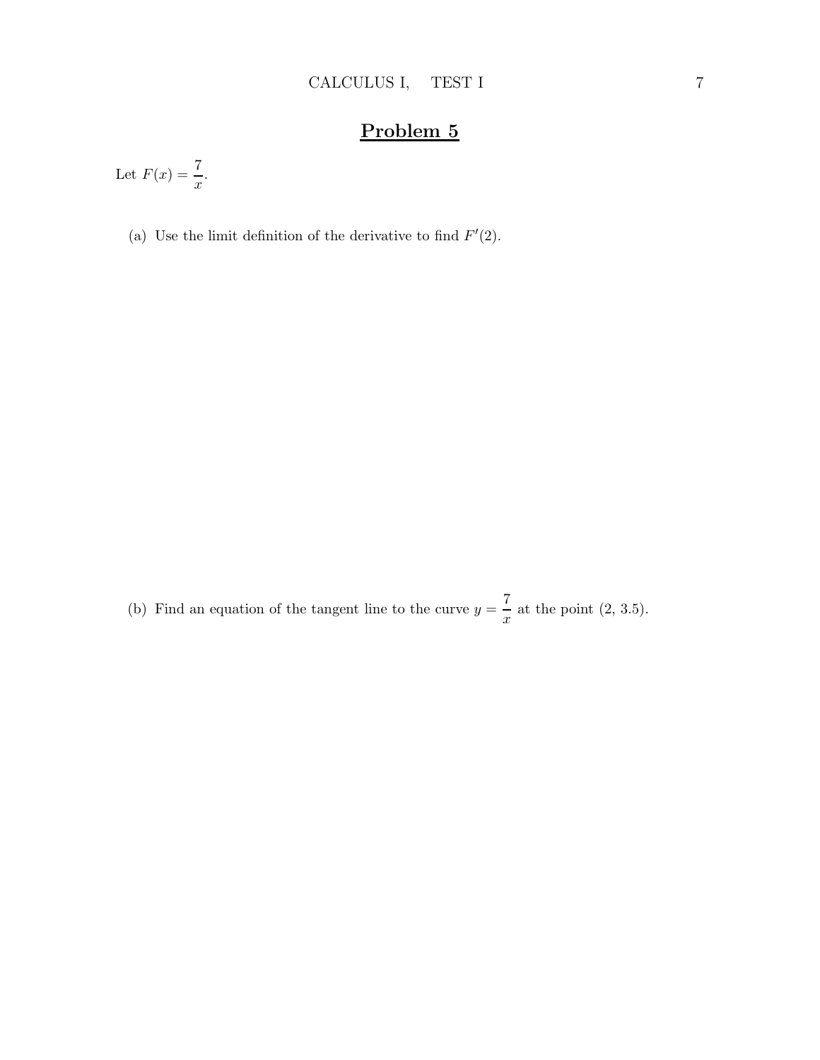## Problem 5

Let $F(x) = \dfrac{7}{x}$.

(a) Use the limit definition of the derivative to find $F'(2)$.

(b) Find an equation of the tangent line to the curve $y = \dfrac{7}{x}$ at the point $(2, 3.5)$.